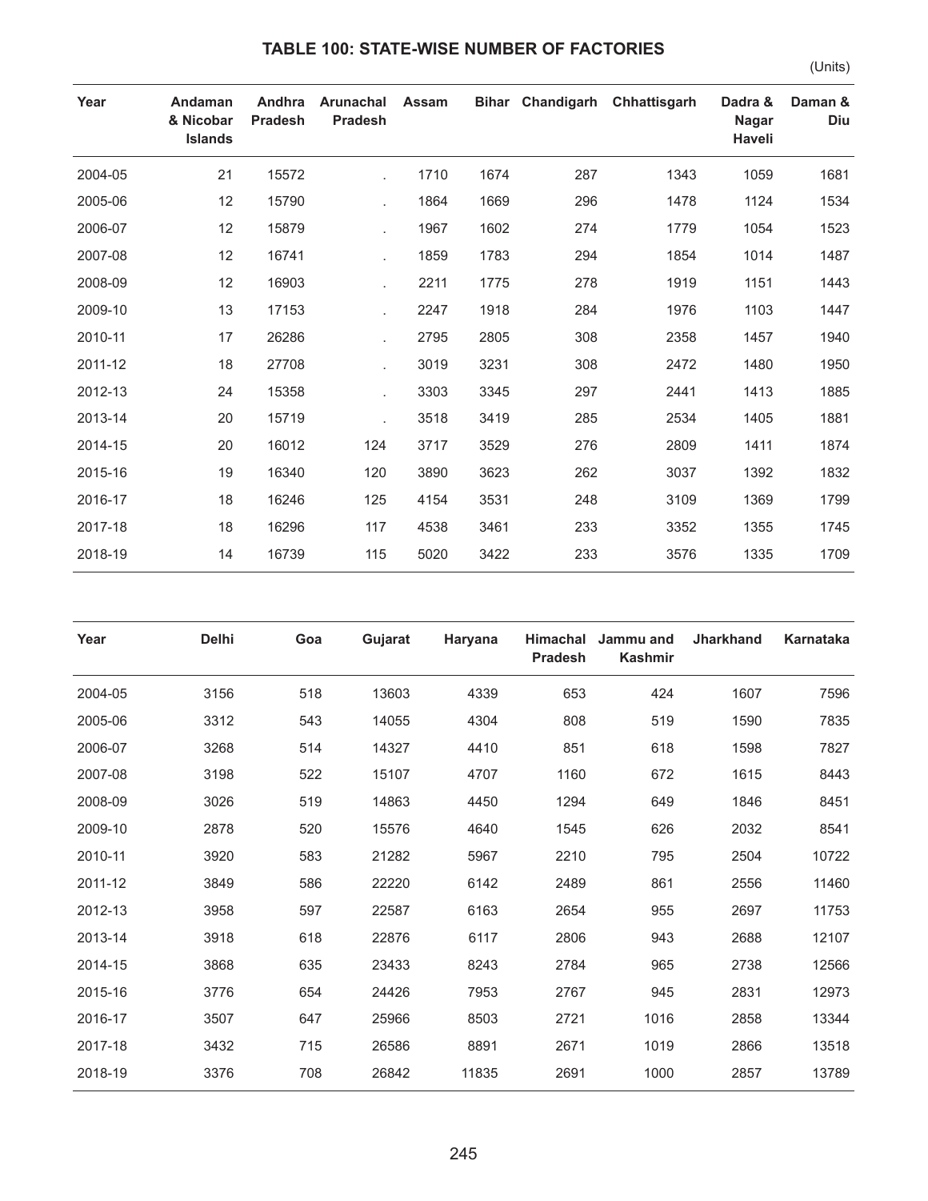# TABLE 100: STATE-WISE NUMBER OF FACTORIES

(Units)

| Year | Andaman & Nicobar Islands | Andhra Pradesh | Arunachal Pradesh | Assam | Bihar | Chandigarh | Chhattisgarh | Dadra & Nagar Haveli | Daman & Diu |
|---|---|---|---|---|---|---|---|---|---|
| 2004-05 | 21 | 15572 | . | 1710 | 1674 | 287 | 1343 | 1059 | 1681 |
| 2005-06 | 12 | 15790 | . | 1864 | 1669 | 296 | 1478 | 1124 | 1534 |
| 2006-07 | 12 | 15879 | . | 1967 | 1602 | 274 | 1779 | 1054 | 1523 |
| 2007-08 | 12 | 16741 | . | 1859 | 1783 | 294 | 1854 | 1014 | 1487 |
| 2008-09 | 12 | 16903 | . | 2211 | 1775 | 278 | 1919 | 1151 | 1443 |
| 2009-10 | 13 | 17153 | . | 2247 | 1918 | 284 | 1976 | 1103 | 1447 |
| 2010-11 | 17 | 26286 | . | 2795 | 2805 | 308 | 2358 | 1457 | 1940 |
| 2011-12 | 18 | 27708 | . | 3019 | 3231 | 308 | 2472 | 1480 | 1950 |
| 2012-13 | 24 | 15358 | . | 3303 | 3345 | 297 | 2441 | 1413 | 1885 |
| 2013-14 | 20 | 15719 | . | 3518 | 3419 | 285 | 2534 | 1405 | 1881 |
| 2014-15 | 20 | 16012 | 124 | 3717 | 3529 | 276 | 2809 | 1411 | 1874 |
| 2015-16 | 19 | 16340 | 120 | 3890 | 3623 | 262 | 3037 | 1392 | 1832 |
| 2016-17 | 18 | 16246 | 125 | 4154 | 3531 | 248 | 3109 | 1369 | 1799 |
| 2017-18 | 18 | 16296 | 117 | 4538 | 3461 | 233 | 3352 | 1355 | 1745 |
| 2018-19 | 14 | 16739 | 115 | 5020 | 3422 | 233 | 3576 | 1335 | 1709 |

| Year | Delhi | Goa | Gujarat | Haryana | Himachal Pradesh | Jammu and Kashmir | Jharkhand | Karnataka |
|---|---|---|---|---|---|---|---|---|
| 2004-05 | 3156 | 518 | 13603 | 4339 | 653 | 424 | 1607 | 7596 |
| 2005-06 | 3312 | 543 | 14055 | 4304 | 808 | 519 | 1590 | 7835 |
| 2006-07 | 3268 | 514 | 14327 | 4410 | 851 | 618 | 1598 | 7827 |
| 2007-08 | 3198 | 522 | 15107 | 4707 | 1160 | 672 | 1615 | 8443 |
| 2008-09 | 3026 | 519 | 14863 | 4450 | 1294 | 649 | 1846 | 8451 |
| 2009-10 | 2878 | 520 | 15576 | 4640 | 1545 | 626 | 2032 | 8541 |
| 2010-11 | 3920 | 583 | 21282 | 5967 | 2210 | 795 | 2504 | 10722 |
| 2011-12 | 3849 | 586 | 22220 | 6142 | 2489 | 861 | 2556 | 11460 |
| 2012-13 | 3958 | 597 | 22587 | 6163 | 2654 | 955 | 2697 | 11753 |
| 2013-14 | 3918 | 618 | 22876 | 6117 | 2806 | 943 | 2688 | 12107 |
| 2014-15 | 3868 | 635 | 23433 | 8243 | 2784 | 965 | 2738 | 12566 |
| 2015-16 | 3776 | 654 | 24426 | 7953 | 2767 | 945 | 2831 | 12973 |
| 2016-17 | 3507 | 647 | 25966 | 8503 | 2721 | 1016 | 2858 | 13344 |
| 2017-18 | 3432 | 715 | 26586 | 8891 | 2671 | 1019 | 2866 | 13518 |
| 2018-19 | 3376 | 708 | 26842 | 11835 | 2691 | 1000 | 2857 | 13789 |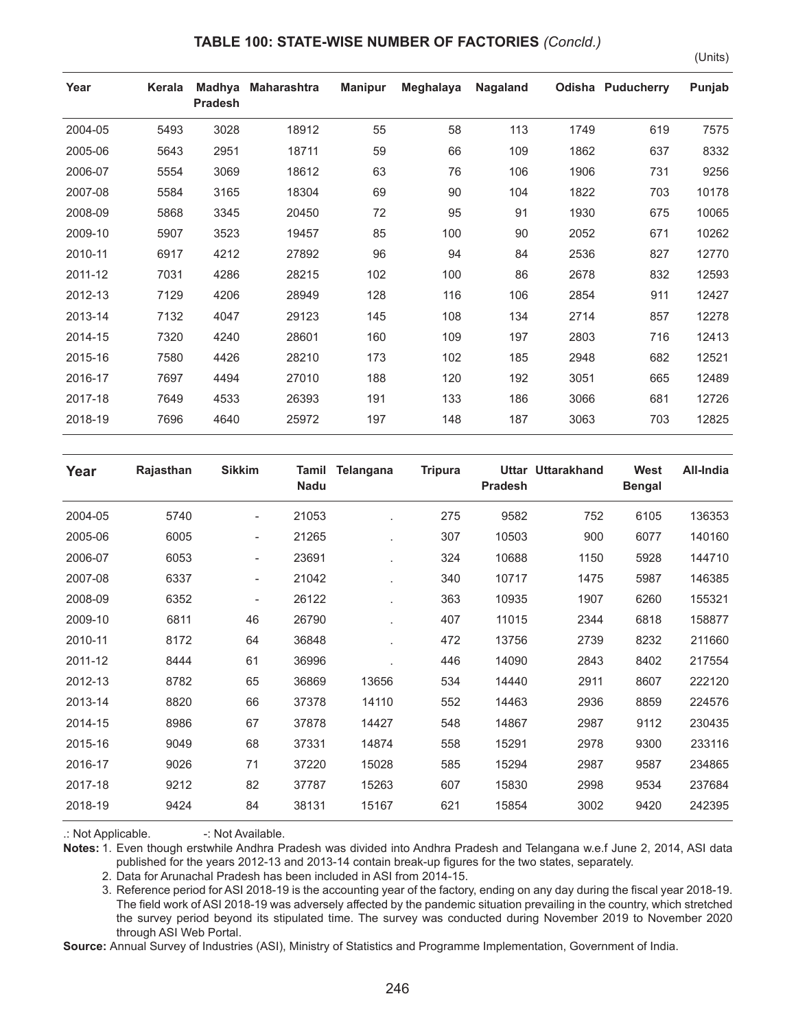## TABLE 100: STATE-WISE NUMBER OF FACTORIES *(Concld.)*

(Units)

| Year | Kerala | Madhya Pradesh | Maharashtra | Manipur | Meghalaya | Nagaland | Odisha | Puducherry | Punjab |
|---|---|---|---|---|---|---|---|---|---|
| 2004-05 | 5493 | 3028 | 18912 | 55 | 58 | 113 | 1749 | 619 | 7575 |
| 2005-06 | 5643 | 2951 | 18711 | 59 | 66 | 109 | 1862 | 637 | 8332 |
| 2006-07 | 5554 | 3069 | 18612 | 63 | 76 | 106 | 1906 | 731 | 9256 |
| 2007-08 | 5584 | 3165 | 18304 | 69 | 90 | 104 | 1822 | 703 | 10178 |
| 2008-09 | 5868 | 3345 | 20450 | 72 | 95 | 91 | 1930 | 675 | 10065 |
| 2009-10 | 5907 | 3523 | 19457 | 85 | 100 | 90 | 2052 | 671 | 10262 |
| 2010-11 | 6917 | 4212 | 27892 | 96 | 94 | 84 | 2536 | 827 | 12770 |
| 2011-12 | 7031 | 4286 | 28215 | 102 | 100 | 86 | 2678 | 832 | 12593 |
| 2012-13 | 7129 | 4206 | 28949 | 128 | 116 | 106 | 2854 | 911 | 12427 |
| 2013-14 | 7132 | 4047 | 29123 | 145 | 108 | 134 | 2714 | 857 | 12278 |
| 2014-15 | 7320 | 4240 | 28601 | 160 | 109 | 197 | 2803 | 716 | 12413 |
| 2015-16 | 7580 | 4426 | 28210 | 173 | 102 | 185 | 2948 | 682 | 12521 |
| 2016-17 | 7697 | 4494 | 27010 | 188 | 120 | 192 | 3051 | 665 | 12489 |
| 2017-18 | 7649 | 4533 | 26393 | 191 | 133 | 186 | 3066 | 681 | 12726 |
| 2018-19 | 7696 | 4640 | 25972 | 197 | 148 | 187 | 3063 | 703 | 12825 |

| Year | Rajasthan | Sikkim | Tamil Nadu | Telangana | Tripura | Uttar Pradesh | Uttarakhand | West Bengal | All-India |
|---|---|---|---|---|---|---|---|---|---|
| 2004-05 | 5740 | - | 21053 | . | 275 | 9582 | 752 | 6105 | 136353 |
| 2005-06 | 6005 | - | 21265 | . | 307 | 10503 | 900 | 6077 | 140160 |
| 2006-07 | 6053 | - | 23691 | . | 324 | 10688 | 1150 | 5928 | 144710 |
| 2007-08 | 6337 | - | 21042 | . | 340 | 10717 | 1475 | 5987 | 146385 |
| 2008-09 | 6352 | - | 26122 | . | 363 | 10935 | 1907 | 6260 | 155321 |
| 2009-10 | 6811 | 46 | 26790 | . | 407 | 11015 | 2344 | 6818 | 158877 |
| 2010-11 | 8172 | 64 | 36848 | . | 472 | 13756 | 2739 | 8232 | 211660 |
| 2011-12 | 8444 | 61 | 36996 | . | 446 | 14090 | 2843 | 8402 | 217554 |
| 2012-13 | 8782 | 65 | 36869 | 13656 | 534 | 14440 | 2911 | 8607 | 222120 |
| 2013-14 | 8820 | 66 | 37378 | 14110 | 552 | 14463 | 2936 | 8859 | 224576 |
| 2014-15 | 8986 | 67 | 37878 | 14427 | 548 | 14867 | 2987 | 9112 | 230435 |
| 2015-16 | 9049 | 68 | 37331 | 14874 | 558 | 15291 | 2978 | 9300 | 233116 |
| 2016-17 | 9026 | 71 | 37220 | 15028 | 585 | 15294 | 2987 | 9587 | 234865 |
| 2017-18 | 9212 | 82 | 37787 | 15263 | 607 | 15830 | 2998 | 9534 | 237684 |
| 2018-19 | 9424 | 84 | 38131 | 15167 | 621 | 15854 | 3002 | 9420 | 242395 |

.: Not Applicable. -: Not Available.

**Notes:** 1. Even though erstwhile Andhra Pradesh was divided into Andhra Pradesh and Telangana w.e.f June 2, 2014, ASI data published for the years 2012-13 and 2013-14 contain break-up figures for the two states, separately.

2. Data for Arunachal Pradesh has been included in ASI from 2014-15.

3. Reference period for ASI 2018-19 is the accounting year of the factory, ending on any day during the fiscal year 2018-19. The field work of ASI 2018-19 was adversely affected by the pandemic situation prevailing in the country, which stretched the survey period beyond its stipulated time. The survey was conducted during November 2019 to November 2020 through ASI Web Portal.

**Source:** Annual Survey of Industries (ASI), Ministry of Statistics and Programme Implementation, Government of India.